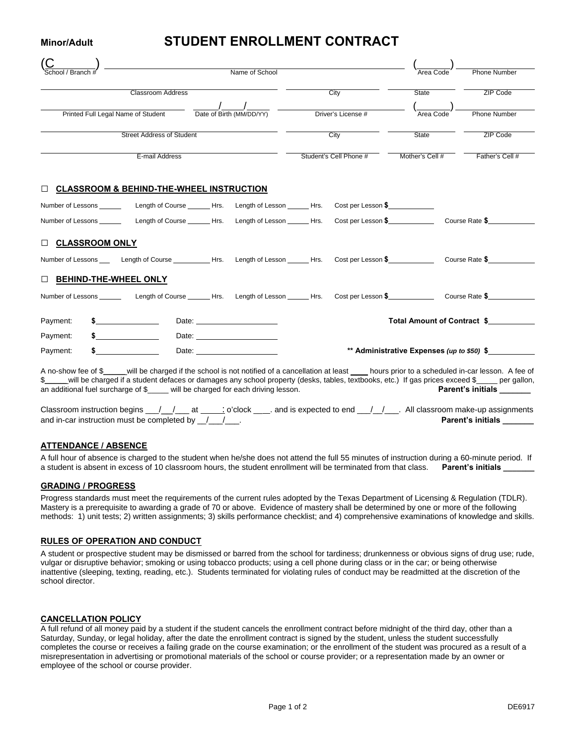**Minor/Adult**

# STUDENT ENROLLMENT CONTRACT

| (C________) | ________________________ | (________) | ________ |
|---|---|---|---|
| School / Branch # | Name of School | Area Code | Phone Number |

| ________________________ | ________ | ________ | ________ |
|---|---|---|---|
| Classroom Address | City | State | ZIP Code |

| ________________________ | ____/____/____ | ________ | (________) | ________ |
|---|---|---|---|---|
| Printed Full Legal Name of Student | Date of Birth (MM/DD/YY) | Driver's License # | Area Code | Phone Number |

| ________________________ | ________ | ________ | ________ |
|---|---|---|---|
| Street Address of Student | City | State | ZIP Code |

| ________________________ | ________ | ________ | ________ |
|---|---|---|---|
| E-mail Address | Student's Cell Phone # | Mother's Cell # | Father's Cell # |

☐ **CLASSROOM & BEHIND-THE-WHEEL INSTRUCTION**

Number of Lessons ______ Length of Course ______ Hrs. Length of Lesson ______ Hrs. Cost per Lesson **$**____________

Number of Lessons ______ Length of Course ______ Hrs. Length of Lesson ______ Hrs. Cost per Lesson **$**____________ Course Rate **$**____________

☐ **CLASSROOM ONLY**

Number of Lessons ___ Length of Course __________ Hrs. Length of Lesson ______ Hrs. Cost per Lesson **$**____________ Course Rate **$**____________

☐ **BEHIND-THE-WHEEL ONLY**

Number of Lessons ______ Length of Course ______ Hrs. Length of Lesson ______ Hrs. Cost per Lesson **$**____________ Course Rate **$**____________

Payment: **$**______________ Date: ____________________ **Total Amount of Contract $**___________

Payment: **$**______________ Date: ____________________

Payment: **$**______________ Date: ____________________ **\*\* Administrative Expenses *(up to $50)* $**___________

A no-show fee of $_____will be charged if the school is not notified of a cancellation at least ____ hours prior to a scheduled in-car lesson. A fee of $_____will be charged if a student defaces or damages any school property (desks, tables, textbooks, etc.) If gas prices exceed $_____ per gallon, an additional fuel surcharge of $_____ will be charged for each driving lesson. **Parent's initials _______**

Classroom instruction begins ___/__/___ at _____: o'clock ____. and is expected to end ___/__/___. All classroom make-up assignments and in-car instruction must be completed by __/___/___. **Parent's initials _______**

## ATTENDANCE / ABSENCE

A full hour of absence is charged to the student when he/she does not attend the full 55 minutes of instruction during a 60-minute period. If a student is absent in excess of 10 classroom hours, the student enrollment will be terminated from that class. **Parent's initials _______**

## GRADING / PROGRESS

Progress standards must meet the requirements of the current rules adopted by the Texas Department of Licensing & Regulation (TDLR). Mastery is a prerequisite to awarding a grade of 70 or above. Evidence of mastery shall be determined by one or more of the following methods: 1) unit tests; 2) written assignments; 3) skills performance checklist; and 4) comprehensive examinations of knowledge and skills.

## RULES OF OPERATION AND CONDUCT

A student or prospective student may be dismissed or barred from the school for tardiness; drunkenness or obvious signs of drug use; rude, vulgar or disruptive behavior; smoking or using tobacco products; using a cell phone during class or in the car; or being otherwise inattentive (sleeping, texting, reading, etc.). Students terminated for violating rules of conduct may be readmitted at the discretion of the school director.

## CANCELLATION POLICY

A full refund of all money paid by a student if the student cancels the enrollment contract before midnight of the third day, other than a Saturday, Sunday, or legal holiday, after the date the enrollment contract is signed by the student, unless the student successfully completes the course or receives a failing grade on the course examination; or the enrollment of the student was procured as a result of a misrepresentation in advertising or promotional materials of the school or course provider; or a representation made by an owner or employee of the school or course provider.

DE6917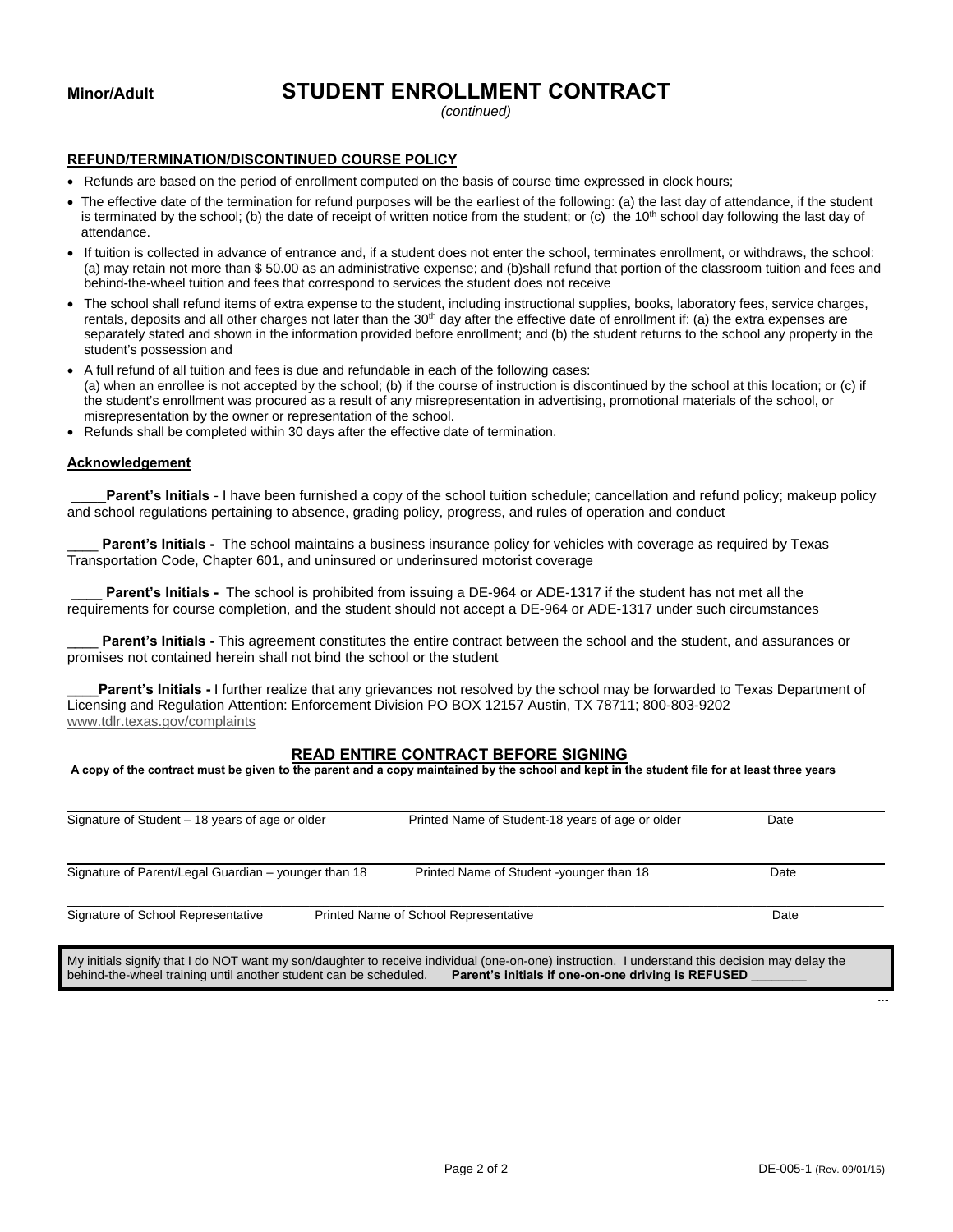**Minor/Adult**

# STUDENT ENROLLMENT CONTRACT

*(continued)*

## REFUND/TERMINATION/DISCONTINUED COURSE POLICY

- Refunds are based on the period of enrollment computed on the basis of course time expressed in clock hours;
- The effective date of the termination for refund purposes will be the earliest of the following: (a) the last day of attendance, if the student is terminated by the school; (b) the date of receipt of written notice from the student; or (c) the 10th school day following the last day of attendance.
- If tuition is collected in advance of entrance and, if a student does not enter the school, terminates enrollment, or withdraws, the school: (a) may retain not more than $ 50.00 as an administrative expense; and (b)shall refund that portion of the classroom tuition and fees and behind-the-wheel tuition and fees that correspond to services the student does not receive
- The school shall refund items of extra expense to the student, including instructional supplies, books, laboratory fees, service charges, rentals, deposits and all other charges not later than the 30th day after the effective date of enrollment if: (a) the extra expenses are separately stated and shown in the information provided before enrollment; and (b) the student returns to the school any property in the student's possession and
- A full refund of all tuition and fees is due and refundable in each of the following cases: (a) when an enrollee is not accepted by the school; (b) if the course of instruction is discontinued by the school at this location; or (c) if the student's enrollment was procured as a result of any misrepresentation in advertising, promotional materials of the school, or misrepresentation by the owner or representation of the school.
- Refunds shall be completed within 30 days after the effective date of termination.

## Acknowledgement

____ **Parent's Initials** - I have been furnished a copy of the school tuition schedule; cancellation and refund policy; makeup policy and school regulations pertaining to absence, grading policy, progress, and rules of operation and conduct

____ **Parent's Initials -** The school maintains a business insurance policy for vehicles with coverage as required by Texas Transportation Code, Chapter 601, and uninsured or underinsured motorist coverage

____ **Parent's Initials -** The school is prohibited from issuing a DE-964 or ADE-1317 if the student has not met all the requirements for course completion, and the student should not accept a DE-964 or ADE-1317 under such circumstances

____ **Parent's Initials -** This agreement constitutes the entire contract between the school and the student, and assurances or promises not contained herein shall not bind the school or the student

____ **Parent's Initials -** I further realize that any grievances not resolved by the school may be forwarded to Texas Department of Licensing and Regulation Attention: Enforcement Division PO BOX 12157 Austin, TX 78711; 800-803-9202 www.tdlr.texas.gov/complaints

## READ ENTIRE CONTRACT BEFORE SIGNING

**A copy of the contract must be given to the parent and a copy maintained by the school and kept in the student file for at least three years**

| | | |
|---|---|---|
| Signature of Student – 18 years of age or older | Printed Name of Student-18 years of age or older | Date |
| Signature of Parent/Legal Guardian – younger than 18 | Printed Name of Student -younger than 18 | Date |
| Signature of School Representative | Printed Name of School Representative | Date |

My initials signify that I do NOT want my son/daughter to receive individual (one-on-one) instruction. I understand this decision may delay the behind-the-wheel training until another student can be scheduled. **Parent's initials if one-on-one driving is REFUSED** ________

DE-005-1 (Rev. 09/01/15)